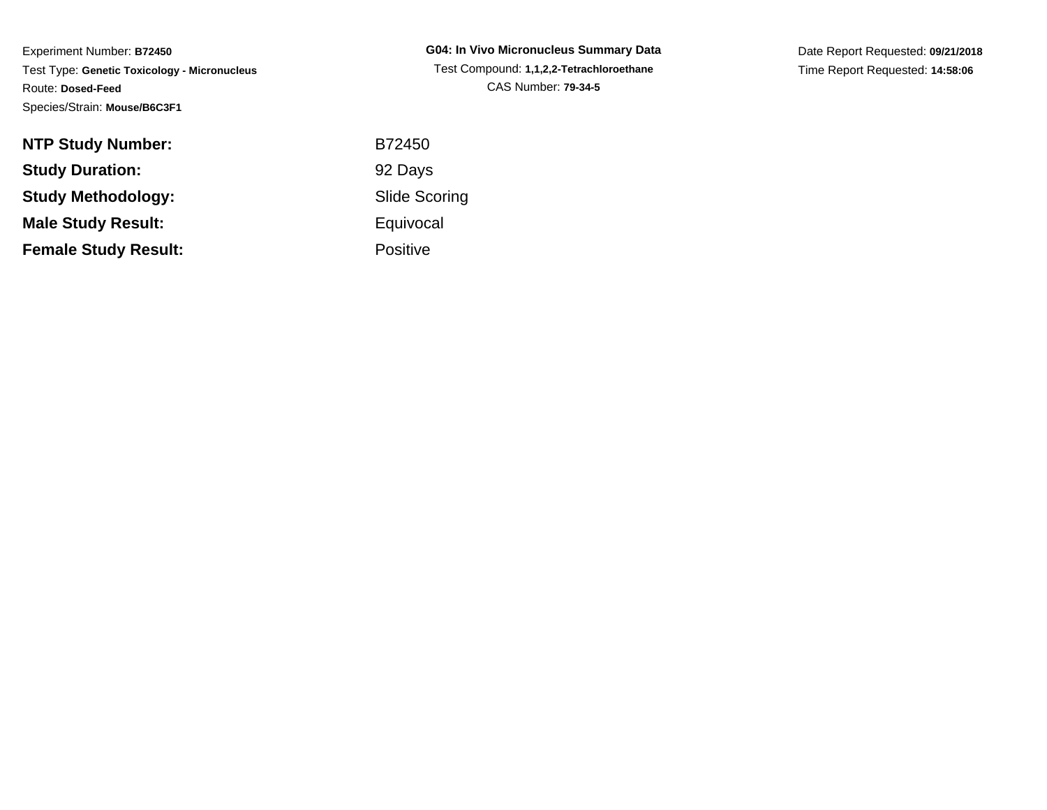Experiment Number: **B72450**
Test Type: **Genetic Toxicology - Micronucleus**
Route: **Dosed-Feed**
Species/Strain: **Mouse/B6C3F1**

**G04: In Vivo Micronucleus Summary Data**
Test Compound: **1,1,2,2-Tetrachloroethane**
CAS Number: **79-34-5**

Date Report Requested: **09/21/2018**
Time Report Requested: **14:58:06**

| | |
|---|---|
| **NTP Study Number:** | B72450 |
| **Study Duration:** | 92 Days |
| **Study Methodology:** | Slide Scoring |
| **Male Study Result:** | Equivocal |
| **Female Study Result:** | Positive |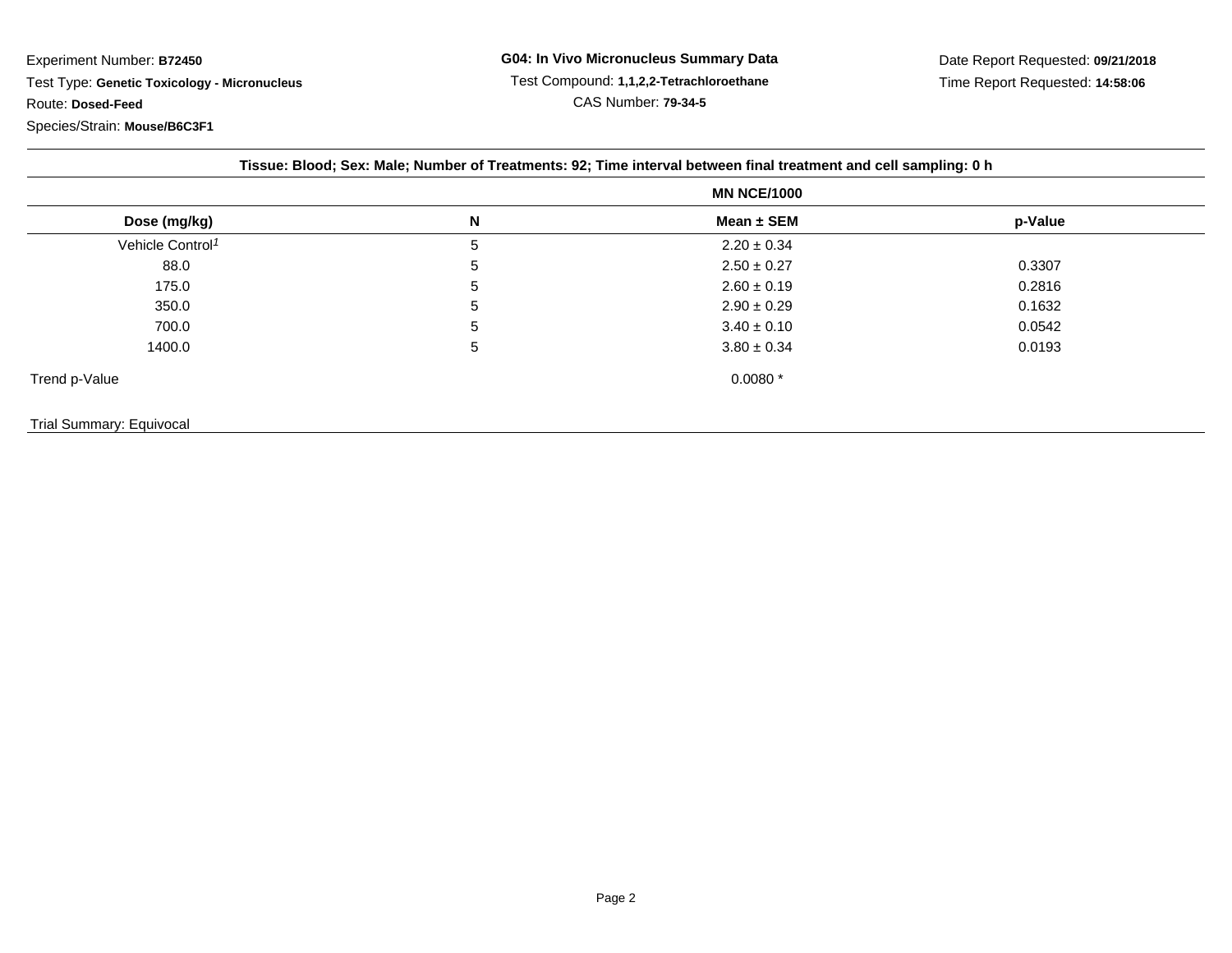Experiment Number: **B72450**

Test Type: **Genetic Toxicology - Micronucleus**

Route: **Dosed-Feed**

Species/Strain: **Mouse/B6C3F1**

**G04: In Vivo Micronucleus Summary Data**

Test Compound: **1,1,2,2-Tetrachloroethane**

CAS Number: **79-34-5**

Date Report Requested: **09/21/2018**

Time Report Requested: **14:58:06**

**Tissue: Blood; Sex: Male; Number of Treatments: 92; Time interval between final treatment and cell sampling: 0 h**

| | | MN NCE/1000 | |
|---|---|---|---|
| **Dose (mg/kg)** | **N** | **Mean ± SEM** | **p-Value** |
| Vehicle Control[1] | 5 | 2.20 ± 0.34 | |
| 88.0 | 5 | 2.50 ± 0.27 | 0.3307 |
| 175.0 | 5 | 2.60 ± 0.19 | 0.2816 |
| 350.0 | 5 | 2.90 ± 0.29 | 0.1632 |
| 700.0 | 5 | 3.40 ± 0.10 | 0.0542 |
| 1400.0 | 5 | 3.80 ± 0.34 | 0.0193 |
| Trend p-Value | | 0.0080 * | |

Trial Summary: Equivocal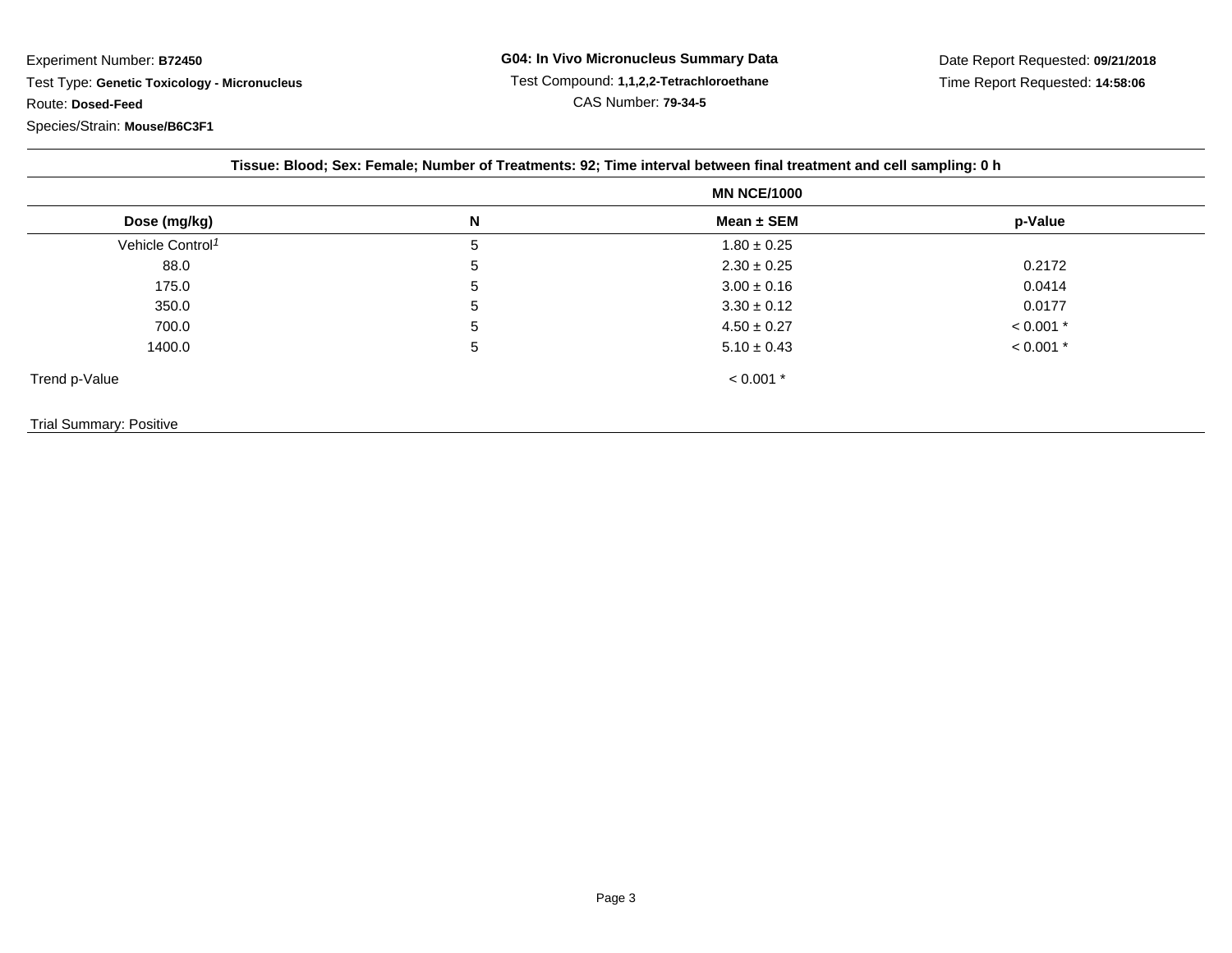Experiment Number: **B72450**

Test Type: **Genetic Toxicology - Micronucleus**

Route: **Dosed-Feed**

Species/Strain: **Mouse/B6C3F1**

**G04: In Vivo Micronucleus Summary Data**

Test Compound: **1,1,2,2-Tetrachloroethane**

CAS Number: **79-34-5**

Date Report Requested: **09/21/2018**

Time Report Requested: **14:58:06**

**Tissue: Blood; Sex: Female; Number of Treatments: 92; Time interval between final treatment and cell sampling: 0 h**

| | | MN NCE/1000 | |
|---|---|---|---|
| **Dose (mg/kg)** | **N** | **Mean ± SEM** | **p-Value** |
| Vehicle Control[1] | 5 | 1.80 ± 0.25 | |
| 88.0 | 5 | 2.30 ± 0.25 | 0.2172 |
| 175.0 | 5 | 3.00 ± 0.16 | 0.0414 |
| 350.0 | 5 | 3.30 ± 0.12 | 0.0177 |
| 700.0 | 5 | 4.50 ± 0.27 | < 0.001 * |
| 1400.0 | 5 | 5.10 ± 0.43 | < 0.001 * |
| Trend p-Value | | < 0.001 * | |

Trial Summary: Positive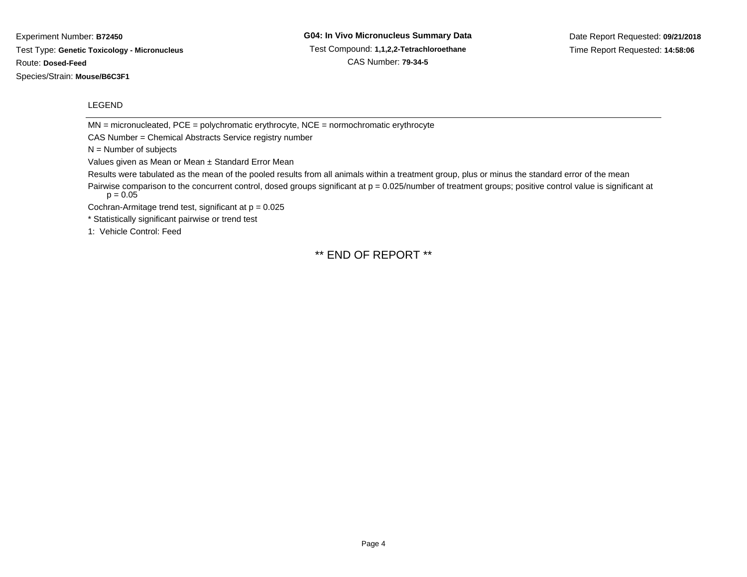Experiment Number: **B72450**

Test Type: **Genetic Toxicology - Micronucleus**

Route: **Dosed-Feed**

Species/Strain: **Mouse/B6C3F1**

**G04: In Vivo Micronucleus Summary Data**

Test Compound: **1,1,2,2-Tetrachloroethane**

CAS Number: **79-34-5**

Date Report Requested: **09/21/2018**

Time Report Requested: **14:58:06**

LEGEND

MN = micronucleated, PCE = polychromatic erythrocyte, NCE = normochromatic erythrocyte

CAS Number = Chemical Abstracts Service registry number

N = Number of subjects

Values given as Mean or Mean ± Standard Error Mean

Results were tabulated as the mean of the pooled results from all animals within a treatment group, plus or minus the standard error of the mean

Pairwise comparison to the concurrent control, dosed groups significant at p = 0.025/number of treatment groups; positive control value is significant at p = 0.05

Cochran-Armitage trend test, significant at p = 0.025

* Statistically significant pairwise or trend test

1: Vehicle Control: Feed

** END OF REPORT **